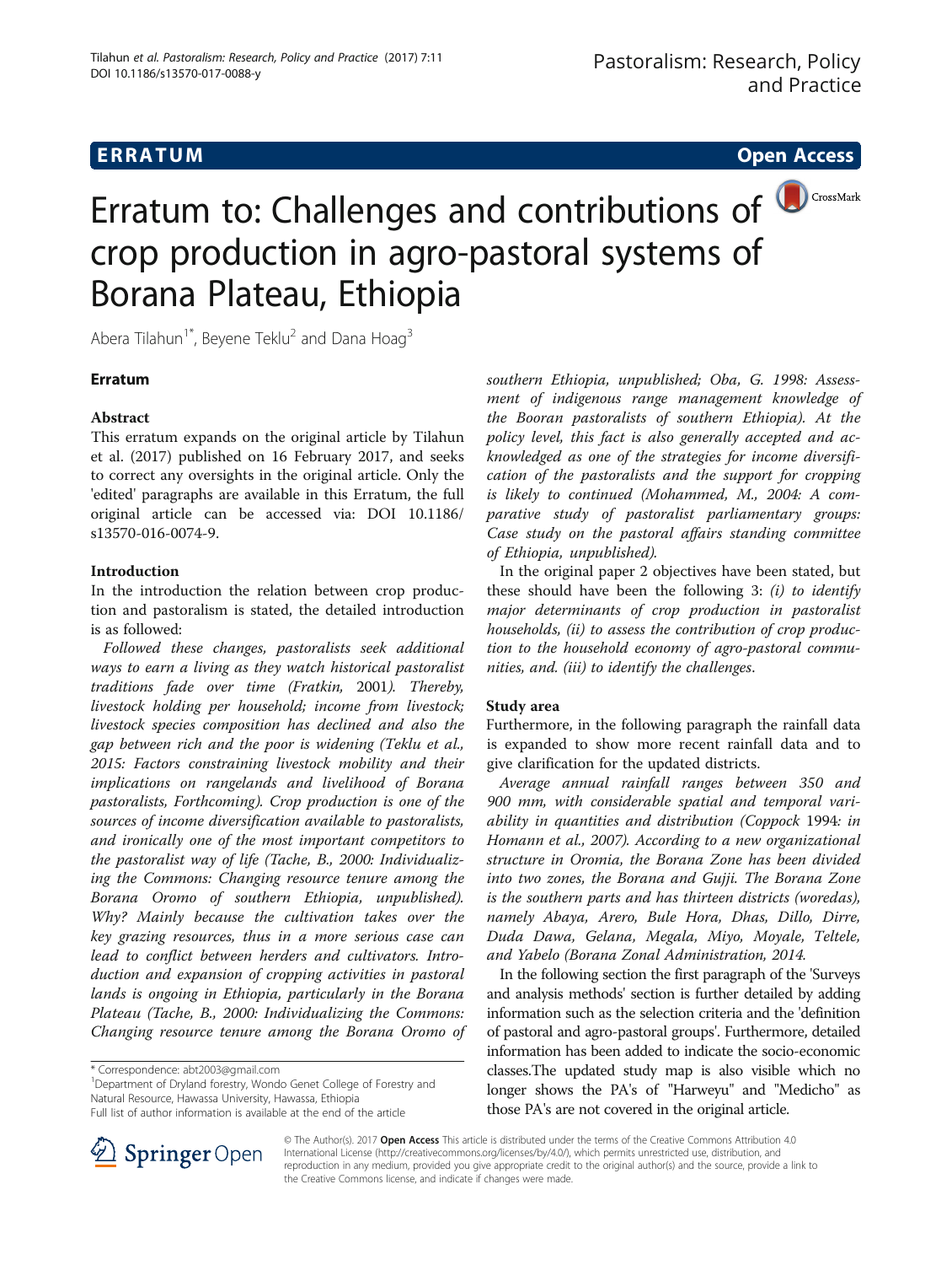**ERRATUM** **Open Access**

# Erratum to: Challenges and contributions of crop production in agro-pastoral systems of Borana Plateau, Ethiopia

Abera Tilahun[1*], Beyene Teklu[2] and Dana Hoag[3]

## Erratum

### Abstract

This erratum expands on the original article by Tilahun et al. (2017) published on 16 February 2017, and seeks to correct any oversights in the original article. Only the 'edited' paragraphs are available in this Erratum, the full original article can be accessed via: DOI 10.1186/s13570-016-0074-9.

### Introduction

In the introduction the relation between crop production and pastoralism is stated, the detailed introduction is as followed:

*Followed these changes, pastoralists seek additional ways to earn a living as they watch historical pastoralist traditions fade over time (Fratkin, 2001). Thereby, livestock holding per household; income from livestock; livestock species composition has declined and also the gap between rich and the poor is widening (Teklu et al., 2015: Factors constraining livestock mobility and their implications on rangelands and livelihood of Borana pastoralists, Forthcoming). Crop production is one of the sources of income diversification available to pastoralists, and ironically one of the most important competitors to the pastoralist way of life (Tache, B., 2000: Individualizing the Commons: Changing resource tenure among the Borana Oromo of southern Ethiopia, unpublished). Why? Mainly because the cultivation takes over the key grazing resources, thus in a more serious case can lead to conflict between herders and cultivators. Introduction and expansion of cropping activities in pastoral lands is ongoing in Ethiopia, particularly in the Borana Plateau (Tache, B., 2000: Individualizing the Commons: Changing resource tenure among the Borana Oromo of southern Ethiopia, unpublished; Oba, G. 1998: Assessment of indigenous range management knowledge of the Booran pastoralists of southern Ethiopia). At the policy level, this fact is also generally accepted and acknowledged as one of the strategies for income diversification of the pastoralists and the support for cropping is likely to continued (Mohammed, M., 2004: A comparative study of pastoralist parliamentary groups: Case study on the pastoral affairs standing committee of Ethiopia, unpublished).*

In the original paper 2 objectives have been stated, but these should have been the following 3: *(i) to identify major determinants of crop production in pastoralist households, (ii) to assess the contribution of crop production to the household economy of agro-pastoral communities, and. (iii) to identify the challenges.*

### Study area

Furthermore, in the following paragraph the rainfall data is expanded to show more recent rainfall data and to give clarification for the updated districts.

*Average annual rainfall ranges between 350 and 900 mm, with considerable spatial and temporal variability in quantities and distribution (Coppock 1994: in Homann et al., 2007). According to a new organizational structure in Oromia, the Borana Zone has been divided into two zones, the Borana and Gujji. The Borana Zone is the southern parts and has thirteen districts (woredas), namely Abaya, Arero, Bule Hora, Dhas, Dillo, Dirre, Duda Dawa, Gelana, Megala, Miyo, Moyale, Teltele, and Yabelo (Borana Zonal Administration, 2014.*

In the following section the first paragraph of the 'Surveys and analysis methods' section is further detailed by adding information such as the selection criteria and the 'definition of pastoral and agro-pastoral groups'. Furthermore, detailed information has been added to indicate the socio-economic classes.The updated study map is also visible which no longer shows the PA's of "Harweyu" and "Medicho" as those PA's are not covered in the original article.

---

\* Correspondence: abt2003@gmail.com
[1]Department of Dryland forestry, Wondo Genet College of Forestry and Natural Resource, Hawassa University, Hawassa, Ethiopia
Full list of author information is available at the end of the article

© The Author(s). 2017 **Open Access** This article is distributed under the terms of the Creative Commons Attribution 4.0 International License (http://creativecommons.org/licenses/by/4.0/), which permits unrestricted use, distribution, and reproduction in any medium, provided you give appropriate credit to the original author(s) and the source, provide a link to the Creative Commons license, and indicate if changes were made.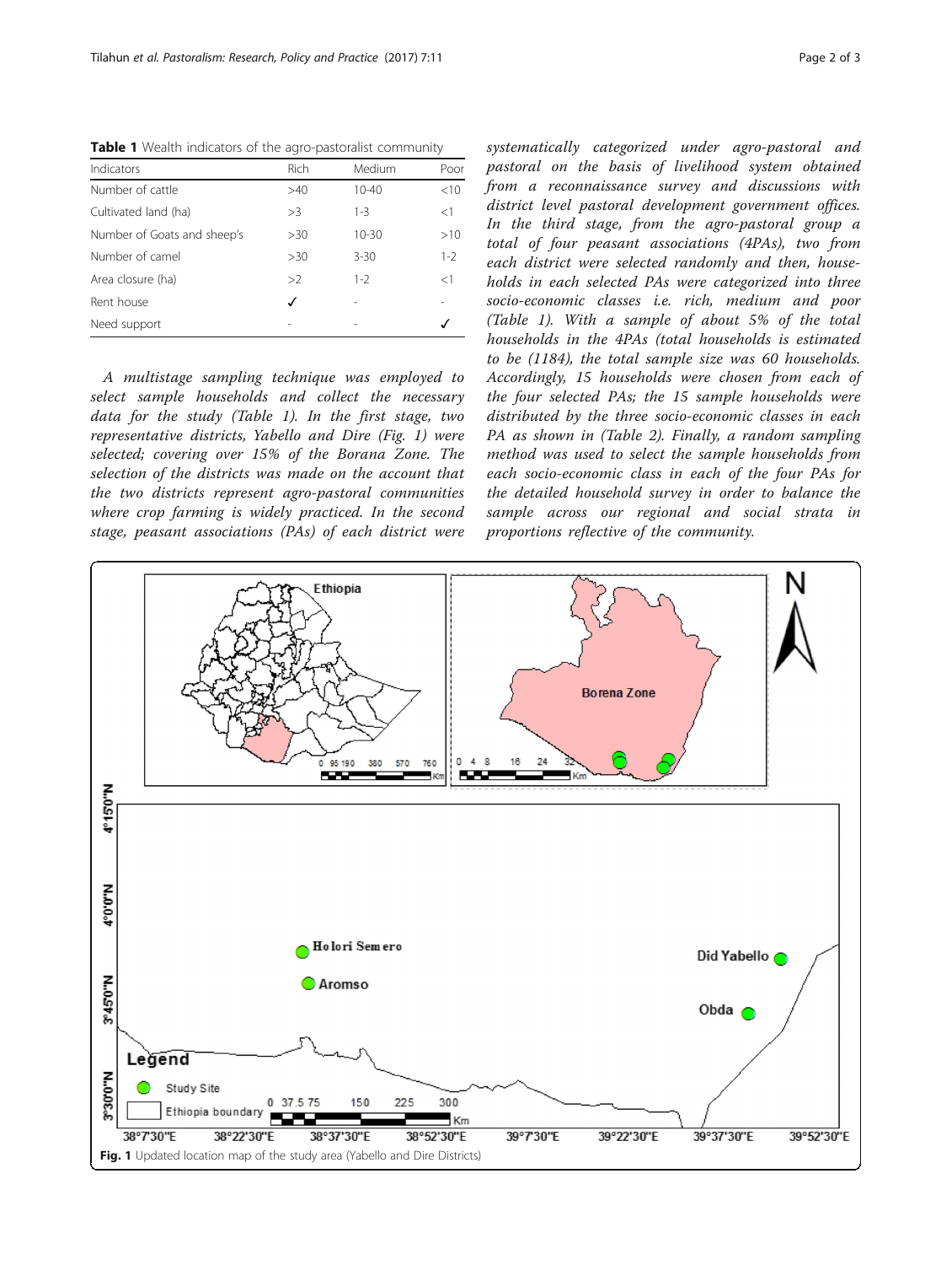**Table 1** Wealth indicators of the agro-pastoralist community

| Indicators | Rich | Medium | Poor |
| --- | --- | --- | --- |
| Number of cattle | >40 | 10-40 | <10 |
| Cultivated land (ha) | >3 | 1-3 | <1 |
| Number of Goats and sheep's | >30 | 10-30 | >10 |
| Number of camel | >30 | 3-30 | 1-2 |
| Area closure (ha) | >2 | 1-2 | <1 |
| Rent house | ✓ | - | - |
| Need support | - | - | ✓ |

*A multistage sampling technique was employed to select sample households and collect the necessary data for the study (Table 1). In the first stage, two representative districts, Yabello and Dire (Fig. 1) were selected; covering over 15% of the Borana Zone. The selection of the districts was made on the account that the two districts represent agro-pastoral communities where crop farming is widely practiced. In the second stage, peasant associations (PAs) of each district were systematically categorized under agro-pastoral and pastoral on the basis of livelihood system obtained from a reconnaissance survey and discussions with district level pastoral development government offices. In the third stage, from the agro-pastoral group a total of four peasant associations (4PAs), two from each district were selected randomly and then, households in each selected PAs were categorized into three socio-economic classes i.e. rich, medium and poor (Table 1). With a sample of about 5% of the total households in the 4PAs (total households is estimated to be (1184), the total sample size was 60 households. Accordingly, 15 households were chosen from each of the four selected PAs; the 15 sample households were distributed by the three socio-economic classes in each PA as shown in (Table 2). Finally, a random sampling method was used to select the sample households from each socio-economic class in each of the four PAs for the detailed household survey in order to balance the sample across our regional and social strata in proportions reflective of the community.*

**Fig. 1** Updated location map of the study area (Yabello and Dire Districts)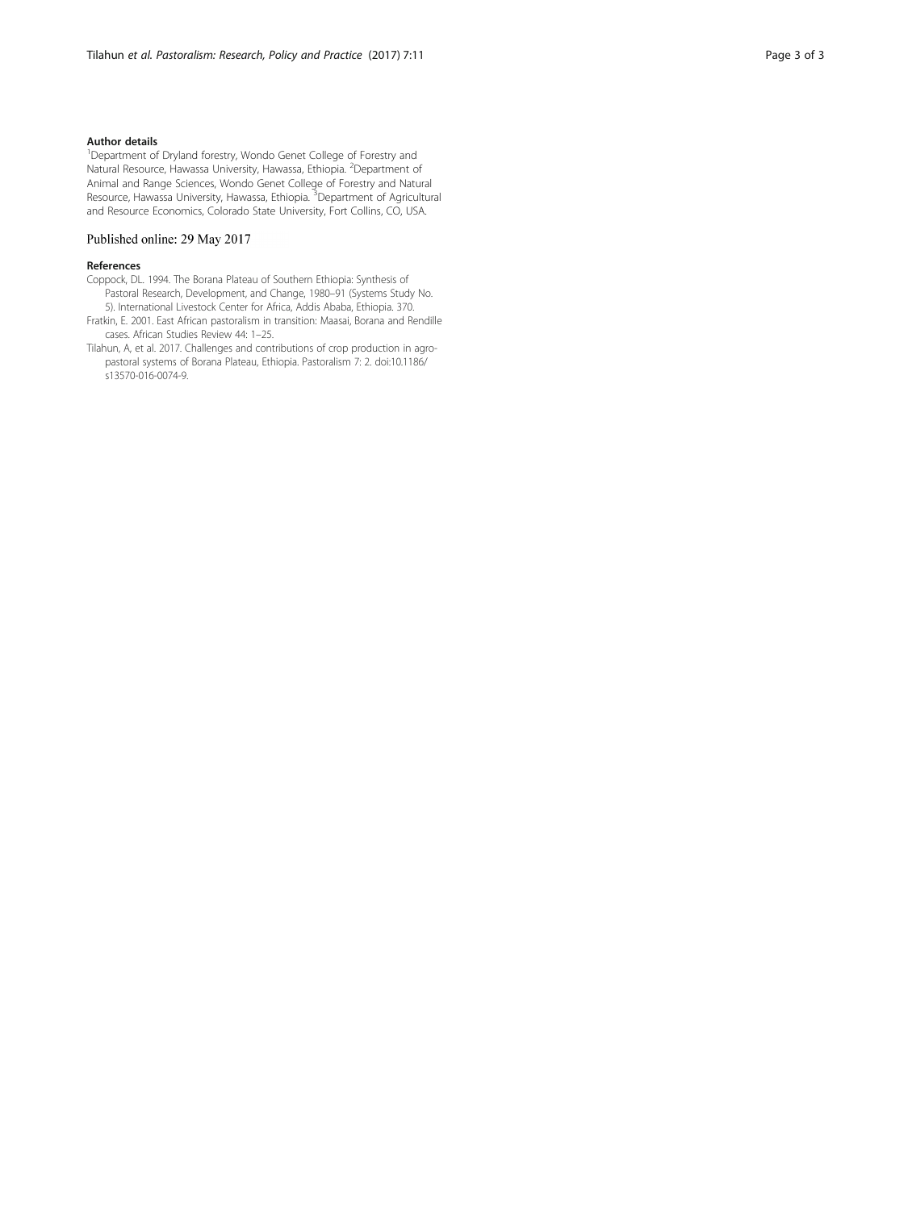#### Author details

[1]Department of Dryland forestry, Wondo Genet College of Forestry and Natural Resource, Hawassa University, Hawassa, Ethiopia. [2]Department of Animal and Range Sciences, Wondo Genet College of Forestry and Natural Resource, Hawassa University, Hawassa, Ethiopia. [3]Department of Agricultural and Resource Economics, Colorado State University, Fort Collins, CO, USA.

Published online: 29 May 2017

#### References

Coppock, DL. 1994. The Borana Plateau of Southern Ethiopia: Synthesis of Pastoral Research, Development, and Change, 1980–91 (Systems Study No. 5). International Livestock Center for Africa, Addis Ababa, Ethiopia. 370.

Fratkin, E. 2001. East African pastoralism in transition: Maasai, Borana and Rendille cases. African Studies Review 44: 1–25.

Tilahun, A, et al. 2017. Challenges and contributions of crop production in agro-pastoral systems of Borana Plateau, Ethiopia. Pastoralism 7: 2. doi:10.1186/s13570-016-0074-9.